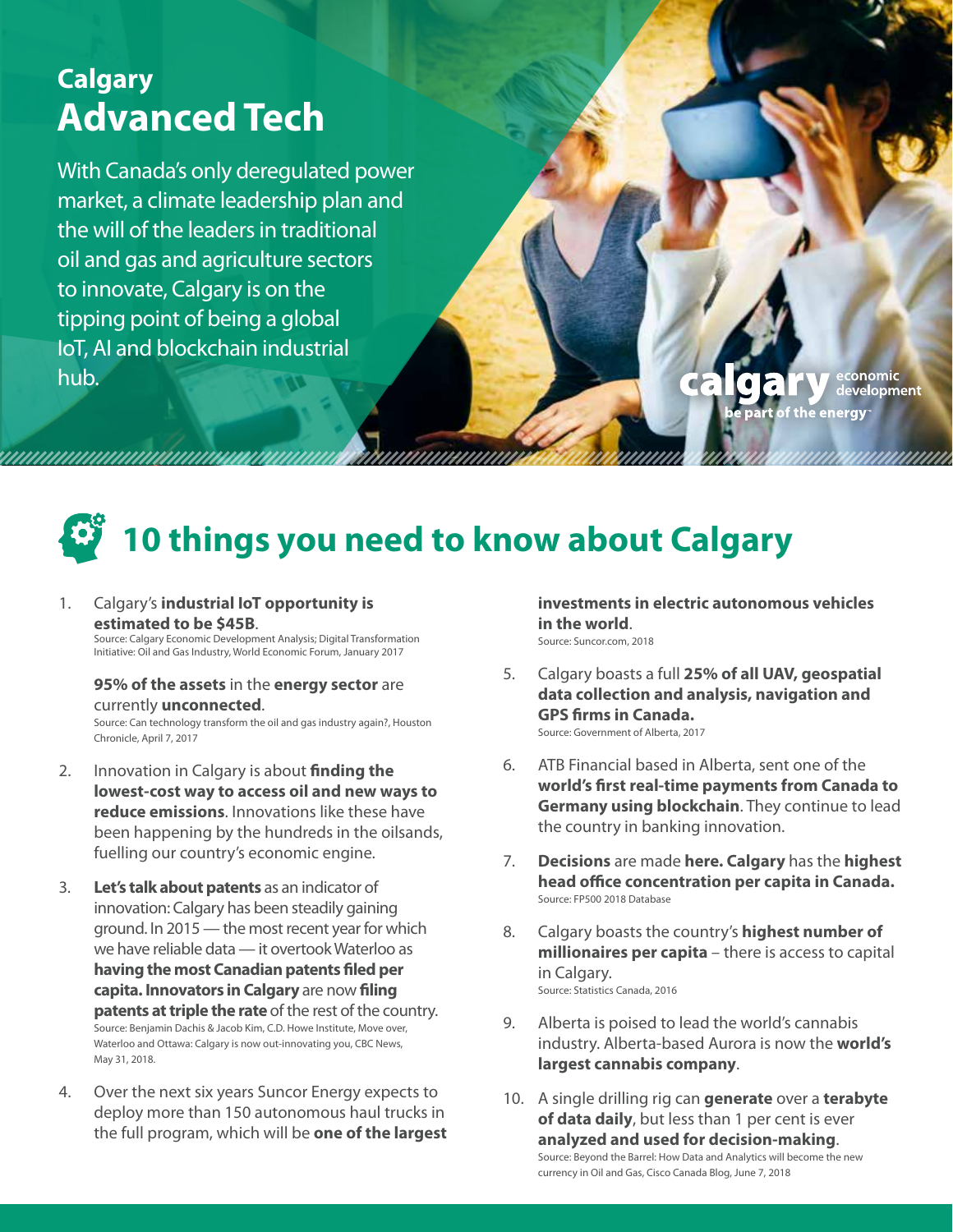## Calgary

# Advanced Tech

With Canada's only deregulated power market, a climate leadership plan and the will of the leaders in traditional oil and gas and agriculture sectors to innovate, Calgary is on the tipping point of being a global IoT, AI and blockchain industrial hub.

calgary economic development
be part of the energy

## 10 things you need to know about Calgary

1. Calgary's **industrial IoT opportunity is estimated to be $45B**.
   Source: Calgary Economic Development Analysis; Digital Transformation Initiative: Oil and Gas Industry, World Economic Forum, January 2017

   **95% of the assets** in the **energy sector** are currently **unconnected**.
   Source: Can technology transform the oil and gas industry again?, Houston Chronicle, April 7, 2017

2. Innovation in Calgary is about **finding the lowest-cost way to access oil and new ways to reduce emissions**. Innovations like these have been happening by the hundreds in the oilsands, fuelling our country's economic engine.

3. **Let's talk about patents** as an indicator of innovation: Calgary has been steadily gaining ground. In 2015 — the most recent year for which we have reliable data — it overtook Waterloo as **having the most Canadian patents filed per capita. Innovators in Calgary** are now **filing patents at triple the rate** of the rest of the country.
   Source: Benjamin Dachis & Jacob Kim, C.D. Howe Institute, Move over, Waterloo and Ottawa: Calgary is now out-innovating you, CBC News, May 31, 2018.

4. Over the next six years Suncor Energy expects to deploy more than 150 autonomous haul trucks in the full program, which will be **one of the largest investments in electric autonomous vehicles in the world**.
   Source: Suncor.com, 2018

5. Calgary boasts a full **25% of all UAV, geospatial data collection and analysis, navigation and GPS firms in Canada.**
   Source: Government of Alberta, 2017

6. ATB Financial based in Alberta, sent one of the **world's first real-time payments from Canada to Germany using blockchain**. They continue to lead the country in banking innovation.

7. **Decisions** are made **here. Calgary** has the **highest head office concentration per capita in Canada.**
   Source: FP500 2018 Database

8. Calgary boasts the country's **highest number of millionaires per capita** – there is access to capital in Calgary.
   Source: Statistics Canada, 2016

9. Alberta is poised to lead the world's cannabis industry. Alberta-based Aurora is now the **world's largest cannabis company**.

10. A single drilling rig can **generate** over a **terabyte of data daily**, but less than 1 per cent is ever **analyzed and used for decision-making**.
    Source: Beyond the Barrel: How Data and Analytics will become the new currency in Oil and Gas, Cisco Canada Blog, June 7, 2018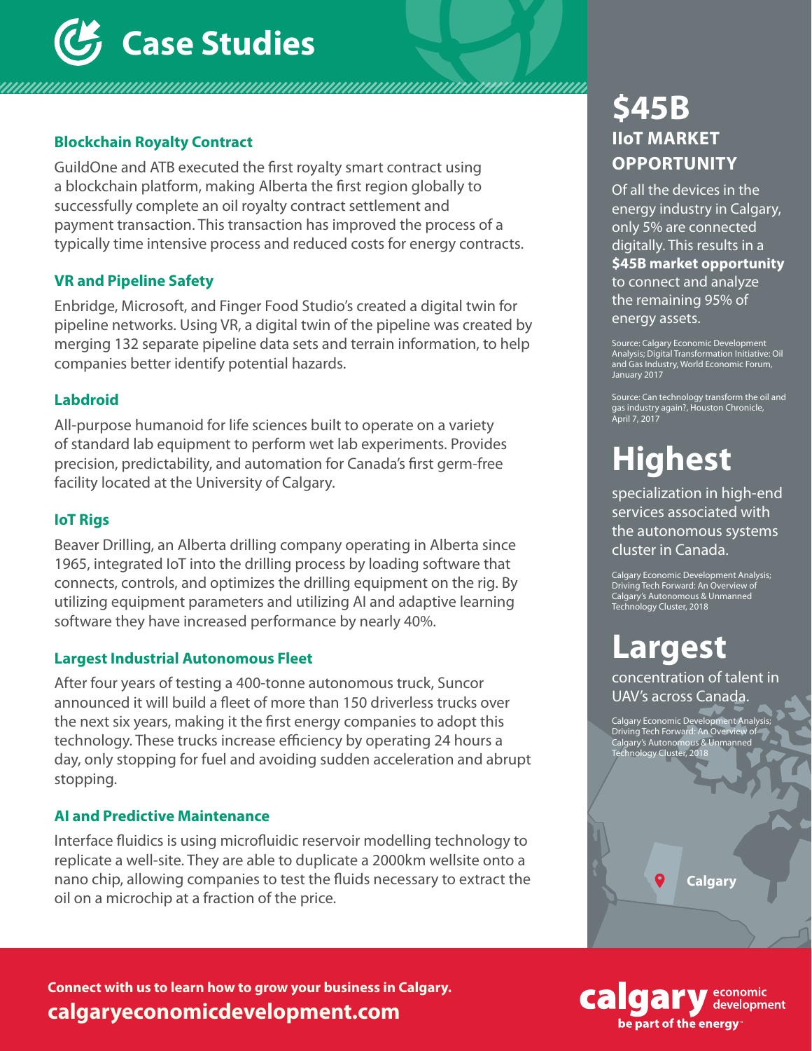# Case Studies

### Blockchain Royalty Contract

GuildOne and ATB executed the first royalty smart contract using a blockchain platform, making Alberta the first region globally to successfully complete an oil royalty contract settlement and payment transaction. This transaction has improved the process of a typically time intensive process and reduced costs for energy contracts.

### VR and Pipeline Safety

Enbridge, Microsoft, and Finger Food Studio's created a digital twin for pipeline networks. Using VR, a digital twin of the pipeline was created by merging 132 separate pipeline data sets and terrain information, to help companies better identify potential hazards.

### Labdroid

All-purpose humanoid for life sciences built to operate on a variety of standard lab equipment to perform wet lab experiments. Provides precision, predictability, and automation for Canada's first germ-free facility located at the University of Calgary.

### IoT Rigs

Beaver Drilling, an Alberta drilling company operating in Alberta since 1965, integrated IoT into the drilling process by loading software that connects, controls, and optimizes the drilling equipment on the rig. By utilizing equipment parameters and utilizing AI and adaptive learning software they have increased performance by nearly 40%.

### Largest Industrial Autonomous Fleet

After four years of testing a 400-tonne autonomous truck, Suncor announced it will build a fleet of more than 150 driverless trucks over the next six years, making it the first energy companies to adopt this technology. These trucks increase efficiency by operating 24 hours a day, only stopping for fuel and avoiding sudden acceleration and abrupt stopping.

### AI and Predictive Maintenance

Interface fluidics is using microfluidic reservoir modelling technology to replicate a well-site. They are able to duplicate a 2000km wellsite onto a nano chip, allowing companies to test the fluids necessary to extract the oil on a microchip at a fraction of the price.

## $45B

**IIoT MARKET OPPORTUNITY**

Of all the devices in the energy industry in Calgary, only 5% are connected digitally. This results in a **$45B market opportunity** to connect and analyze the remaining 95% of energy assets.

Source: Calgary Economic Development Analysis; Digital Transformation Initiative: Oil and Gas Industry, World Economic Forum, January 2017

Source: Can technology transform the oil and gas industry again?, Houston Chronicle, April 7, 2017

## Highest

specialization in high-end services associated with the autonomous systems cluster in Canada.

Calgary Economic Development Analysis; Driving Tech Forward: An Overview of Calgary's Autonomous & Unmanned Technology Cluster, 2018

## Largest

concentration of talent in UAV's across Canada.

Calgary Economic Development Analysis; Driving Tech Forward: An Overview of Calgary's Autonomous & Unmanned Technology Cluster, 2018

Calgary

**Connect with us to learn how to grow your business in Calgary.**

**calgaryeconomicdevelopment.com**

calgary economic development

be part of the energy